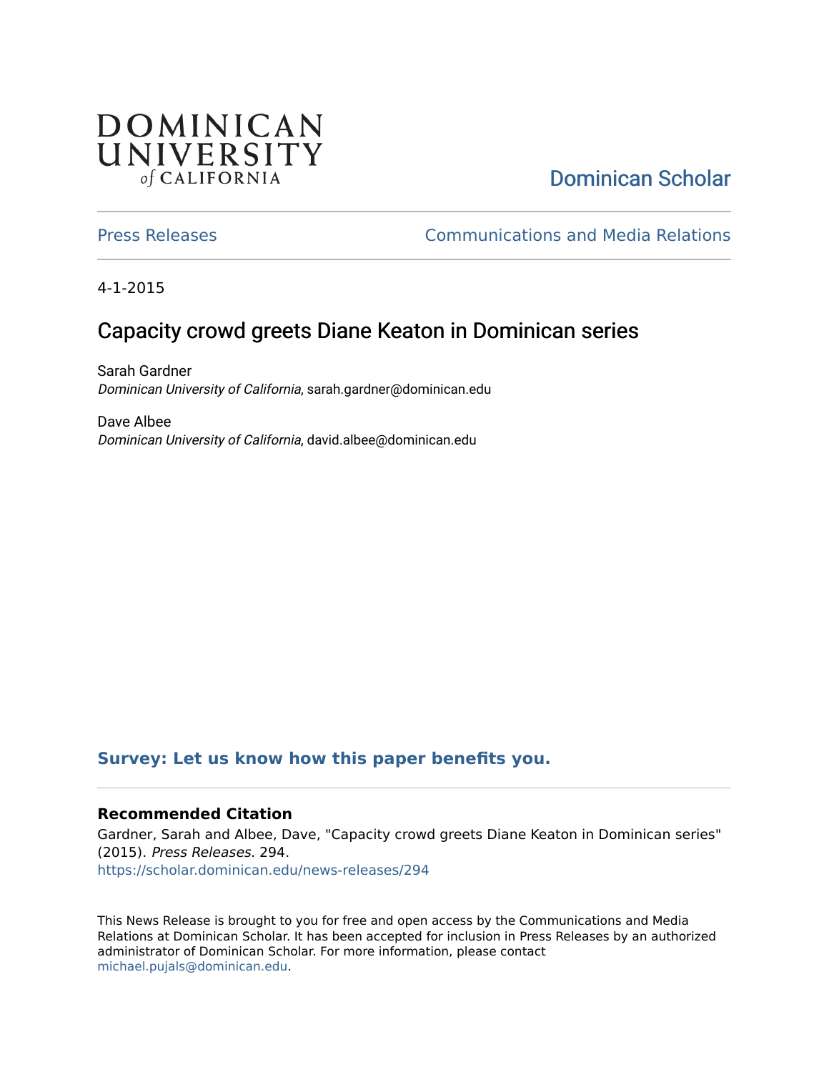DOMINICAN UNIVERSITY *of* CALIFORNIA

Dominican Scholar

Press Releases

Communications and Media Relations

4-1-2015

# Capacity crowd greets Diane Keaton in Dominican series

Sarah Gardner
*Dominican University of California*, sarah.gardner@dominican.edu

Dave Albee
*Dominican University of California*, david.albee@dominican.edu

**Survey: Let us know how this paper benefits you.**

### Recommended Citation

Gardner, Sarah and Albee, Dave, "Capacity crowd greets Diane Keaton in Dominican series" (2015). *Press Releases*. 294.
https://scholar.dominican.edu/news-releases/294

This News Release is brought to you for free and open access by the Communications and Media Relations at Dominican Scholar. It has been accepted for inclusion in Press Releases by an authorized administrator of Dominican Scholar. For more information, please contact michael.pujals@dominican.edu.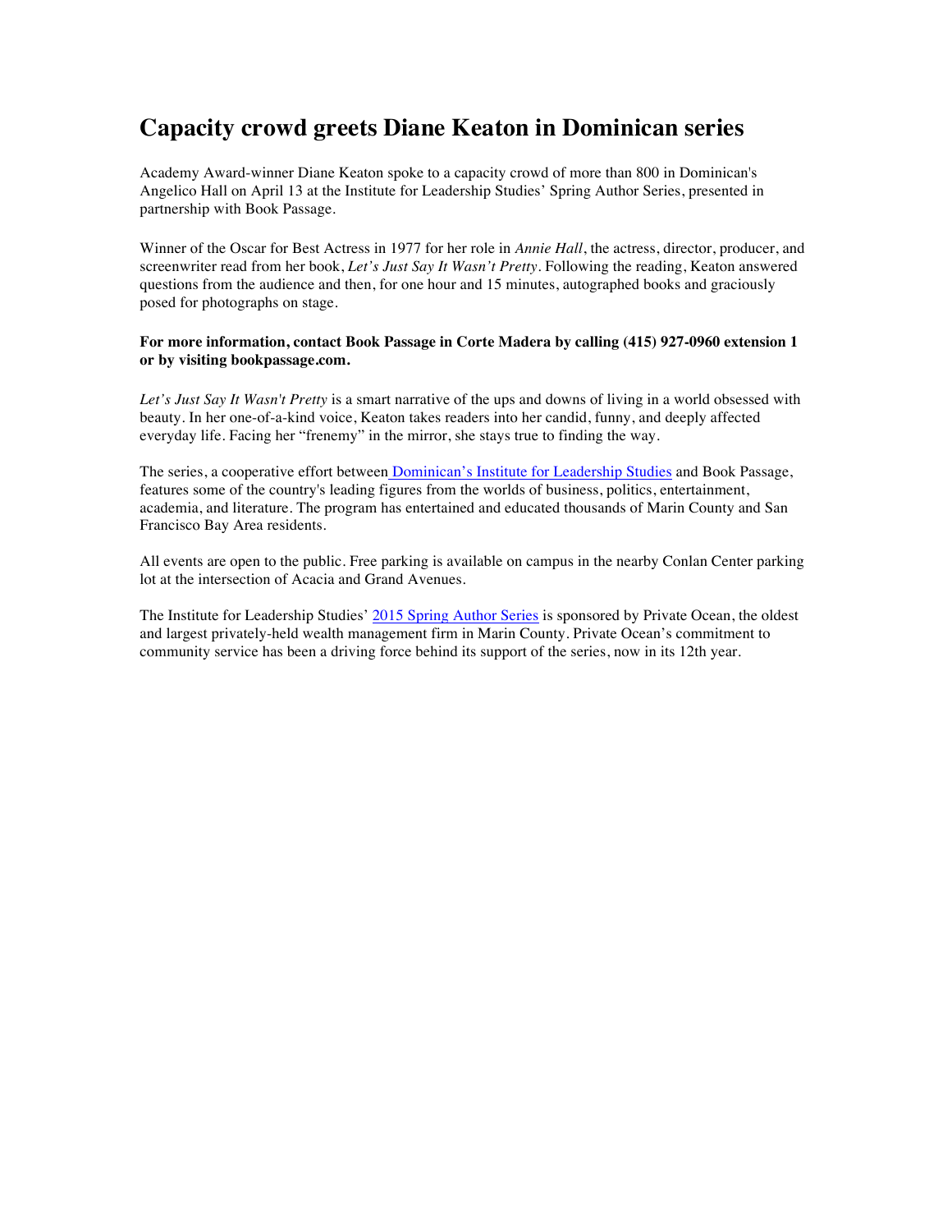# Capacity crowd greets Diane Keaton in Dominican series

Academy Award-winner Diane Keaton spoke to a capacity crowd of more than 800 in Dominican's Angelico Hall on April 13 at the Institute for Leadership Studies' Spring Author Series, presented in partnership with Book Passage.

Winner of the Oscar for Best Actress in 1977 for her role in *Annie Hall*, the actress, director, producer, and screenwriter read from her book, *Let's Just Say It Wasn't Pretty*. Following the reading, Keaton answered questions from the audience and then, for one hour and 15 minutes, autographed books and graciously posed for photographs on stage.

**For more information, contact Book Passage in Corte Madera by calling (415) 927-0960 extension 1 or by visiting bookpassage.com.**

*Let's Just Say It Wasn't Pretty* is a smart narrative of the ups and downs of living in a world obsessed with beauty. In her one-of-a-kind voice, Keaton takes readers into her candid, funny, and deeply affected everyday life. Facing her "frenemy" in the mirror, she stays true to finding the way.

The series, a cooperative effort between Dominican's Institute for Leadership Studies and Book Passage, features some of the country's leading figures from the worlds of business, politics, entertainment, academia, and literature. The program has entertained and educated thousands of Marin County and San Francisco Bay Area residents.

All events are open to the public. Free parking is available on campus in the nearby Conlan Center parking lot at the intersection of Acacia and Grand Avenues.

The Institute for Leadership Studies' 2015 Spring Author Series is sponsored by Private Ocean, the oldest and largest privately-held wealth management firm in Marin County. Private Ocean's commitment to community service has been a driving force behind its support of the series, now in its 12th year.